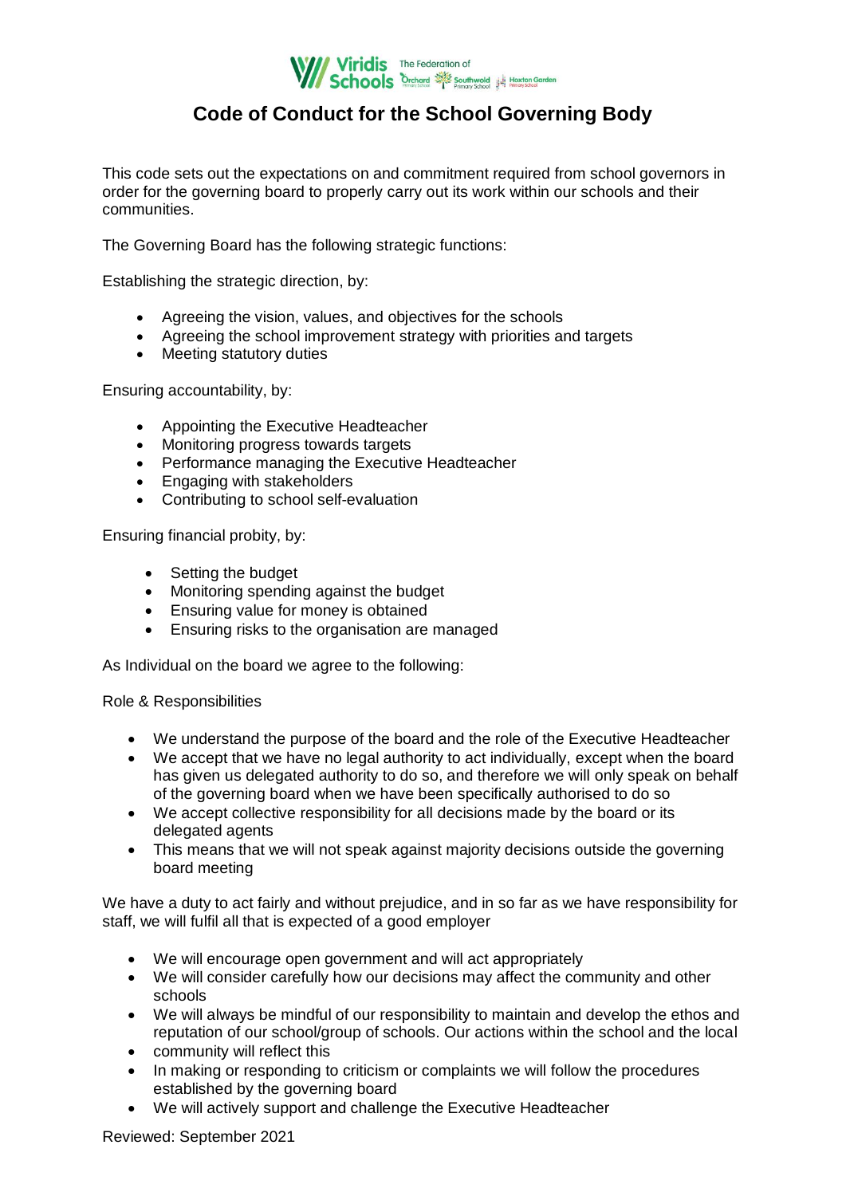# Code of Conduct for the School Governing Body

This code sets out the expectations on and commitment required from school governors in order for the governing board to properly carry out its work within our schools and their communities.

The Governing Board has the following strategic functions:

Establishing the strategic direction, by:

- Agreeing the vision, values, and objectives for the schools
- Agreeing the school improvement strategy with priorities and targets
- Meeting statutory duties

Ensuring accountability, by:

- Appointing the Executive Headteacher
- Monitoring progress towards targets
- Performance managing the Executive Headteacher
- Engaging with stakeholders
- Contributing to school self-evaluation

Ensuring financial probity, by:

- Setting the budget
- Monitoring spending against the budget
- Ensuring value for money is obtained
- Ensuring risks to the organisation are managed

As Individual on the board we agree to the following:

Role & Responsibilities

- We understand the purpose of the board and the role of the Executive Headteacher
- We accept that we have no legal authority to act individually, except when the board has given us delegated authority to do so, and therefore we will only speak on behalf of the governing board when we have been specifically authorised to do so
- We accept collective responsibility for all decisions made by the board or its delegated agents
- This means that we will not speak against majority decisions outside the governing board meeting

We have a duty to act fairly and without prejudice, and in so far as we have responsibility for staff, we will fulfil all that is expected of a good employer

- We will encourage open government and will act appropriately
- We will consider carefully how our decisions may affect the community and other schools
- We will always be mindful of our responsibility to maintain and develop the ethos and reputation of our school/group of schools. Our actions within the school and the local
- community will reflect this
- In making or responding to criticism or complaints we will follow the procedures established by the governing board
- We will actively support and challenge the Executive Headteacher

Reviewed: September 2021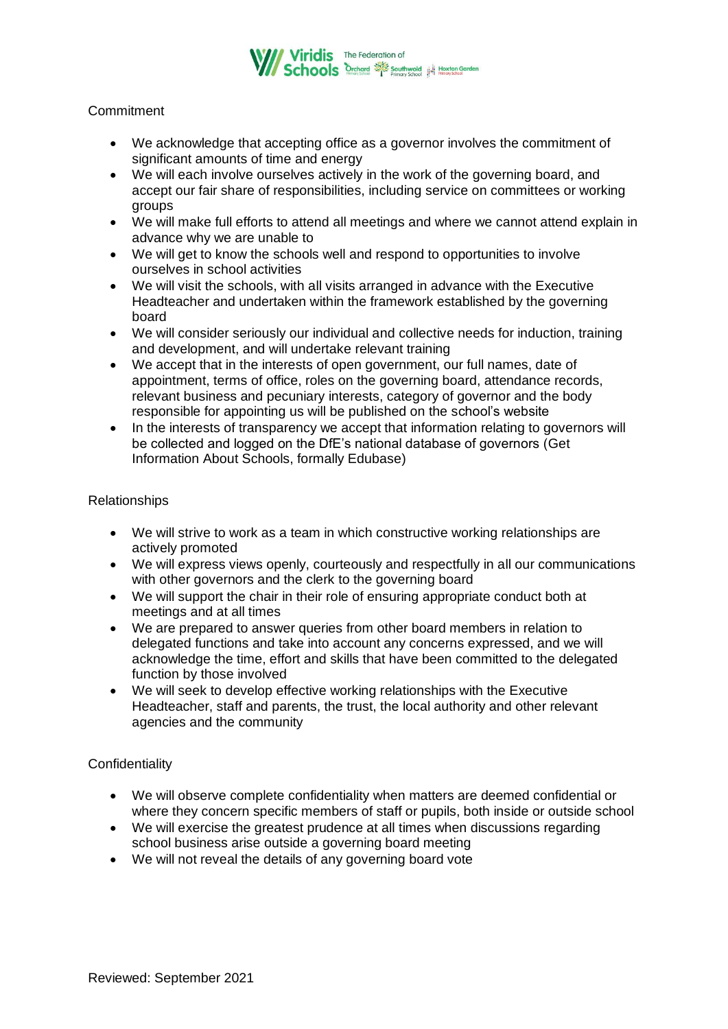## Commitment

- We acknowledge that accepting office as a governor involves the commitment of significant amounts of time and energy
- We will each involve ourselves actively in the work of the governing board, and accept our fair share of responsibilities, including service on committees or working groups
- We will make full efforts to attend all meetings and where we cannot attend explain in advance why we are unable to
- We will get to know the schools well and respond to opportunities to involve ourselves in school activities
- We will visit the schools, with all visits arranged in advance with the Executive Headteacher and undertaken within the framework established by the governing board
- We will consider seriously our individual and collective needs for induction, training and development, and will undertake relevant training
- We accept that in the interests of open government, our full names, date of appointment, terms of office, roles on the governing board, attendance records, relevant business and pecuniary interests, category of governor and the body responsible for appointing us will be published on the school's website
- In the interests of transparency we accept that information relating to governors will be collected and logged on the DfE's national database of governors (Get Information About Schools, formally Edubase)

## Relationships

- We will strive to work as a team in which constructive working relationships are actively promoted
- We will express views openly, courteously and respectfully in all our communications with other governors and the clerk to the governing board
- We will support the chair in their role of ensuring appropriate conduct both at meetings and at all times
- We are prepared to answer queries from other board members in relation to delegated functions and take into account any concerns expressed, and we will acknowledge the time, effort and skills that have been committed to the delegated function by those involved
- We will seek to develop effective working relationships with the Executive Headteacher, staff and parents, the trust, the local authority and other relevant agencies and the community

## Confidentiality

- We will observe complete confidentiality when matters are deemed confidential or where they concern specific members of staff or pupils, both inside or outside school
- We will exercise the greatest prudence at all times when discussions regarding school business arise outside a governing board meeting
- We will not reveal the details of any governing board vote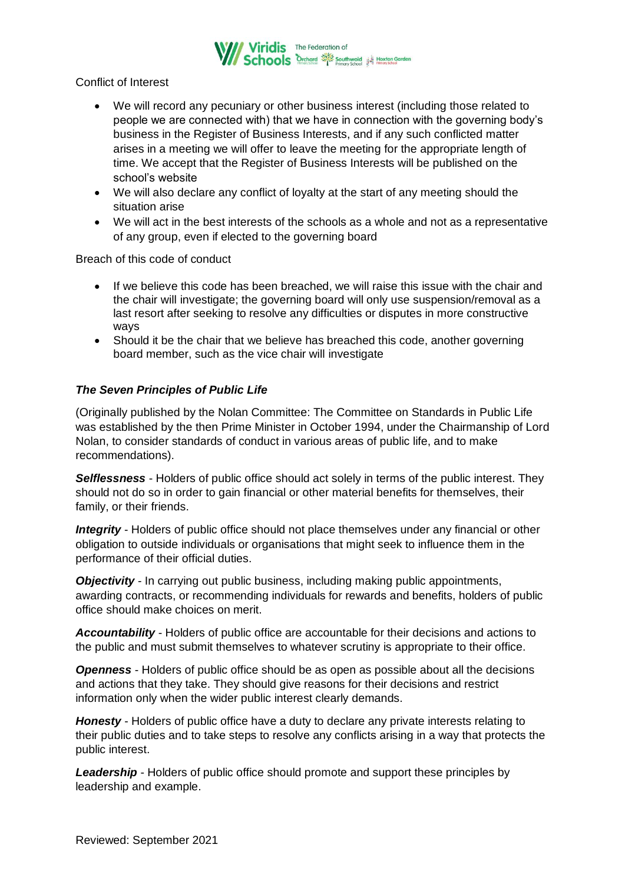Conflict of Interest

- We will record any pecuniary or other business interest (including those related to people we are connected with) that we have in connection with the governing body's business in the Register of Business Interests, and if any such conflicted matter arises in a meeting we will offer to leave the meeting for the appropriate length of time. We accept that the Register of Business Interests will be published on the school's website
- We will also declare any conflict of loyalty at the start of any meeting should the situation arise
- We will act in the best interests of the schools as a whole and not as a representative of any group, even if elected to the governing board

Breach of this code of conduct

- If we believe this code has been breached, we will raise this issue with the chair and the chair will investigate; the governing board will only use suspension/removal as a last resort after seeking to resolve any difficulties or disputes in more constructive ways
- Should it be the chair that we believe has breached this code, another governing board member, such as the vice chair will investigate

***The Seven Principles of Public Life***

(Originally published by the Nolan Committee: The Committee on Standards in Public Life was established by the then Prime Minister in October 1994, under the Chairmanship of Lord Nolan, to consider standards of conduct in various areas of public life, and to make recommendations).

***Selflessness*** - Holders of public office should act solely in terms of the public interest. They should not do so in order to gain financial or other material benefits for themselves, their family, or their friends.

***Integrity*** - Holders of public office should not place themselves under any financial or other obligation to outside individuals or organisations that might seek to influence them in the performance of their official duties.

***Objectivity*** - In carrying out public business, including making public appointments, awarding contracts, or recommending individuals for rewards and benefits, holders of public office should make choices on merit.

***Accountability*** - Holders of public office are accountable for their decisions and actions to the public and must submit themselves to whatever scrutiny is appropriate to their office.

***Openness*** - Holders of public office should be as open as possible about all the decisions and actions that they take. They should give reasons for their decisions and restrict information only when the wider public interest clearly demands.

***Honesty*** - Holders of public office have a duty to declare any private interests relating to their public duties and to take steps to resolve any conflicts arising in a way that protects the public interest.

***Leadership*** - Holders of public office should promote and support these principles by leadership and example.

Reviewed: September 2021